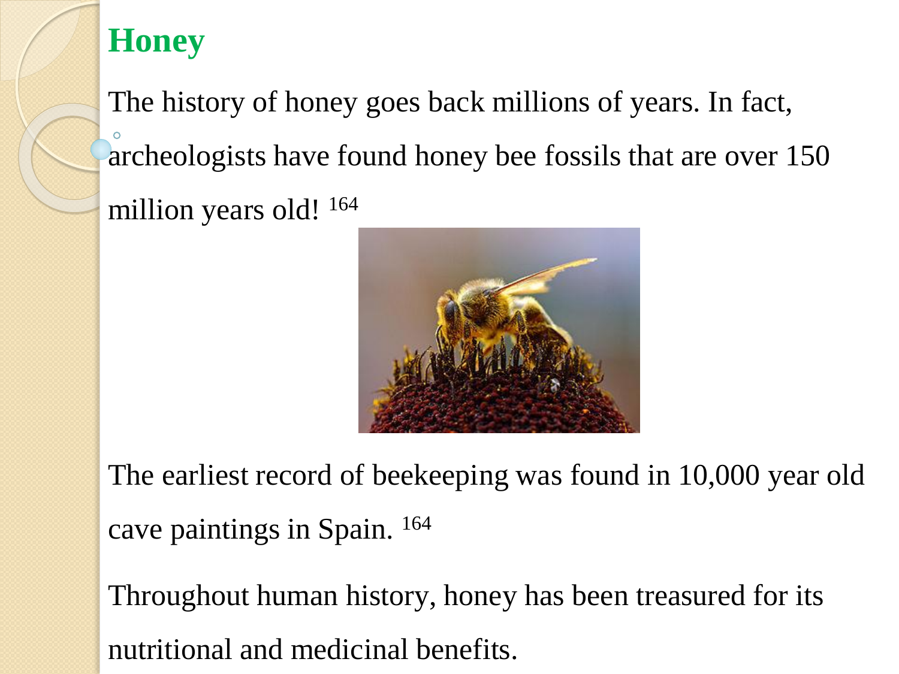# Honey

The history of honey goes back millions of years. In fact, archeologists have found honey bee fossils that are over 150 million years old! [164]

The earliest record of beekeeping was found in 10,000 year old cave paintings in Spain. [164]

Throughout human history, honey has been treasured for its nutritional and medicinal benefits.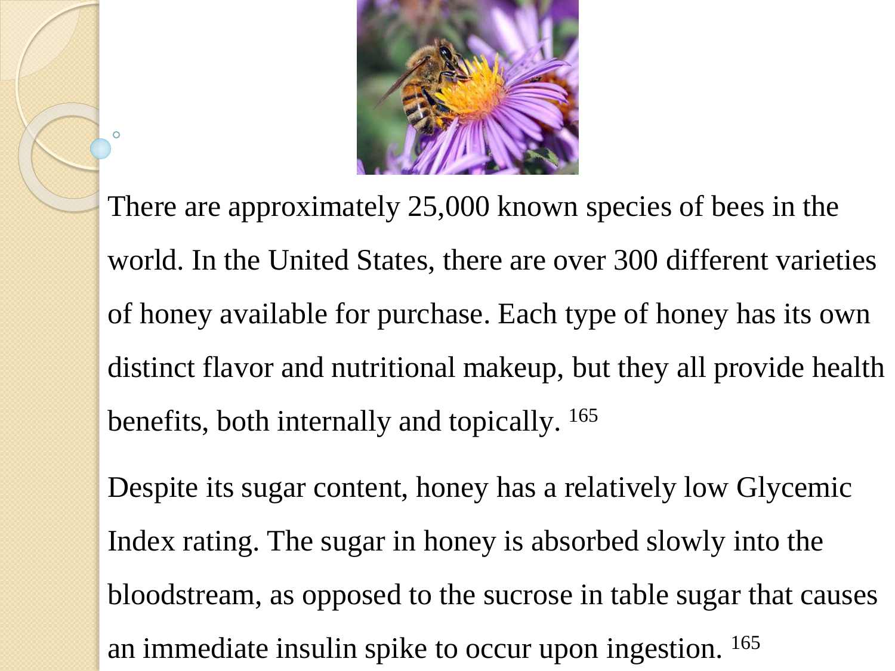There are approximately 25,000 known species of bees in the world. In the United States, there are over 300 different varieties of honey available for purchase. Each type of honey has its own distinct flavor and nutritional makeup, but they all provide health benefits, both internally and topically. [165]

Despite its sugar content, honey has a relatively low Glycemic Index rating. The sugar in honey is absorbed slowly into the bloodstream, as opposed to the sucrose in table sugar that causes an immediate insulin spike to occur upon ingestion. [165]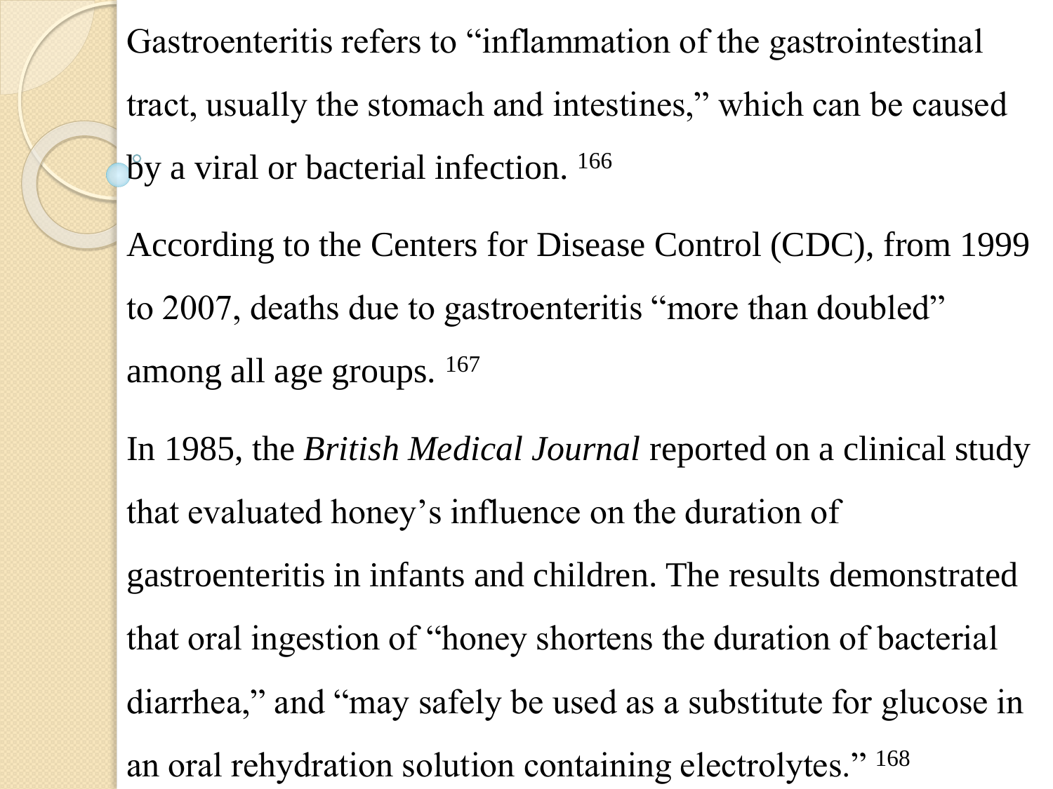Gastroenteritis refers to “inflammation of the gastrointestinal tract, usually the stomach and intestines,” which can be caused by a viral or bacterial infection. [166]

According to the Centers for Disease Control (CDC), from 1999 to 2007, deaths due to gastroenteritis “more than doubled” among all age groups. [167]

In 1985, the *British Medical Journal* reported on a clinical study that evaluated honey’s influence on the duration of gastroenteritis in infants and children. The results demonstrated that oral ingestion of “honey shortens the duration of bacterial diarrhea,” and “may safely be used as a substitute for glucose in an oral rehydration solution containing electrolytes.” [168]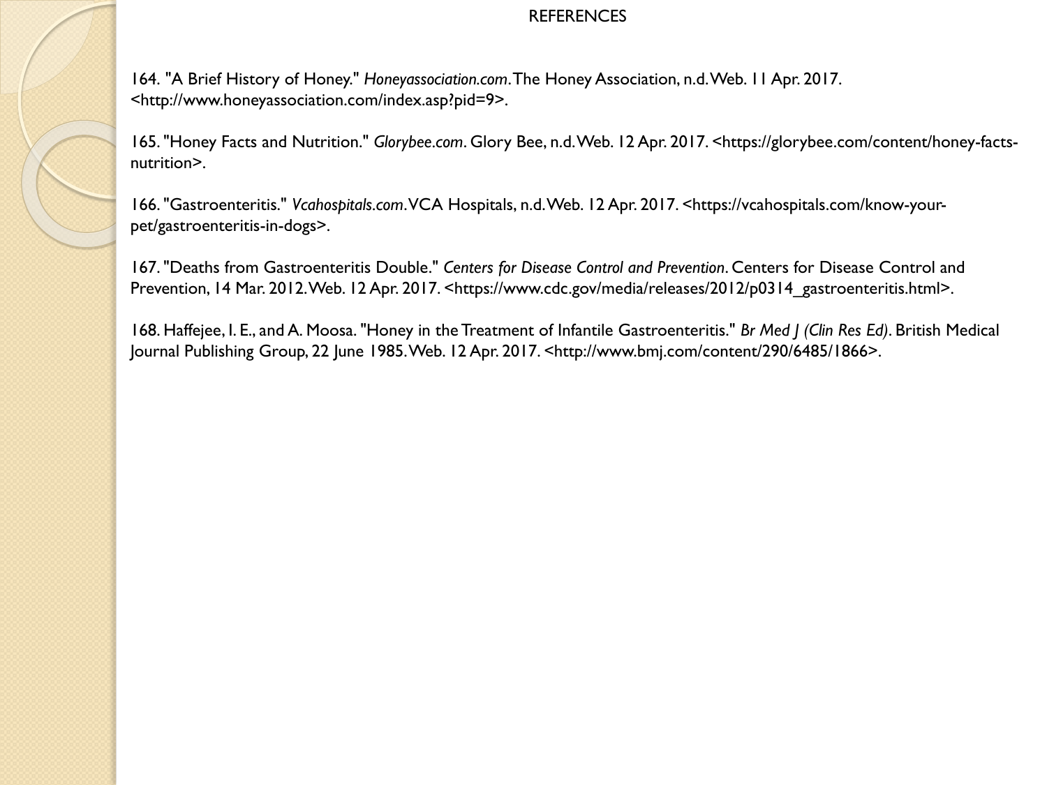# REFERENCES

164. "A Brief History of Honey." *Honeyassociation.com*. The Honey Association, n.d. Web. 11 Apr. 2017. <http://www.honeyassociation.com/index.asp?pid=9>.

165. "Honey Facts and Nutrition." *Glorybee.com*. Glory Bee, n.d. Web. 12 Apr. 2017. <https://glorybee.com/content/honey-facts-nutrition>.

166. "Gastroenteritis." *Vcahospitals.com*. VCA Hospitals, n.d. Web. 12 Apr. 2017. <https://vcahospitals.com/know-your-pet/gastroenteritis-in-dogs>.

167. "Deaths from Gastroenteritis Double." *Centers for Disease Control and Prevention*. Centers for Disease Control and Prevention, 14 Mar. 2012. Web. 12 Apr. 2017. <https://www.cdc.gov/media/releases/2012/p0314_gastroenteritis.html>.

168. Haffejee, I. E., and A. Moosa. "Honey in the Treatment of Infantile Gastroenteritis." *Br Med J (Clin Res Ed)*. British Medical Journal Publishing Group, 22 June 1985. Web. 12 Apr. 2017. <http://www.bmj.com/content/290/6485/1866>.